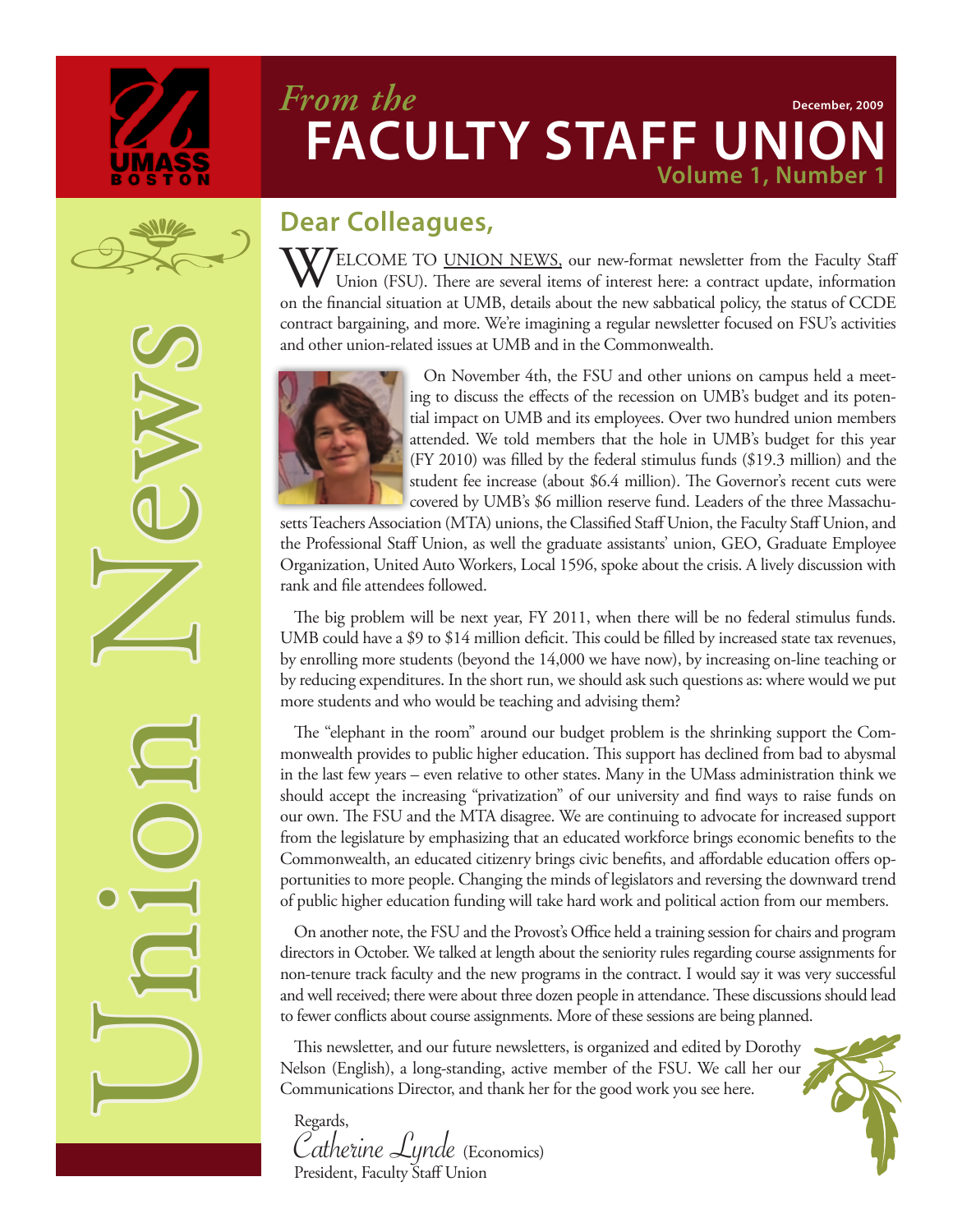*From the*

# FACULTY STAFF UNION

December, 2009

Volume 1, Number 1

Union News

## Dear Colleagues,

WELCOME TO UNION NEWS, our new-format newsletter from the Faculty Staff Union (FSU). There are several items of interest here: a contract update, information on the financial situation at UMB, details about the new sabbatical policy, the status of CCDE contract bargaining, and more. We're imagining a regular newsletter focused on FSU's activities and other union-related issues at UMB and in the Commonwealth.

On November 4th, the FSU and other unions on campus held a meeting to discuss the effects of the recession on UMB's budget and its potential impact on UMB and its employees. Over two hundred union members attended. We told members that the hole in UMB's budget for this year (FY 2010) was filled by the federal stimulus funds ($19.3 million) and the student fee increase (about $6.4 million). The Governor's recent cuts were covered by UMB's $6 million reserve fund. Leaders of the three Massachusetts Teachers Association (MTA) unions, the Classified Staff Union, the Faculty Staff Union, and the Professional Staff Union, as well the graduate assistants' union, GEO, Graduate Employee Organization, United Auto Workers, Local 1596, spoke about the crisis. A lively discussion with rank and file attendees followed.

The big problem will be next year, FY 2011, when there will be no federal stimulus funds. UMB could have a $9 to $14 million deficit. This could be filled by increased state tax revenues, by enrolling more students (beyond the 14,000 we have now), by increasing on-line teaching or by reducing expenditures. In the short run, we should ask such questions as: where would we put more students and who would be teaching and advising them?

The "elephant in the room" around our budget problem is the shrinking support the Commonwealth provides to public higher education. This support has declined from bad to abysmal in the last few years – even relative to other states. Many in the UMass administration think we should accept the increasing "privatization" of our university and find ways to raise funds on our own. The FSU and the MTA disagree. We are continuing to advocate for increased support from the legislature by emphasizing that an educated workforce brings economic benefits to the Commonwealth, an educated citizenry brings civic benefits, and affordable education offers opportunities to more people. Changing the minds of legislators and reversing the downward trend of public higher education funding will take hard work and political action from our members.

On another note, the FSU and the Provost's Office held a training session for chairs and program directors in October. We talked at length about the seniority rules regarding course assignments for non-tenure track faculty and the new programs in the contract. I would say it was very successful and well received; there were about three dozen people in attendance. These discussions should lead to fewer conflicts about course assignments. More of these sessions are being planned.

This newsletter, and our future newsletters, is organized and edited by Dorothy Nelson (English), a long-standing, active member of the FSU. We call her our Communications Director, and thank her for the good work you see here.

Regards,

*Catherine Lynde* (Economics)

President, Faculty Staff Union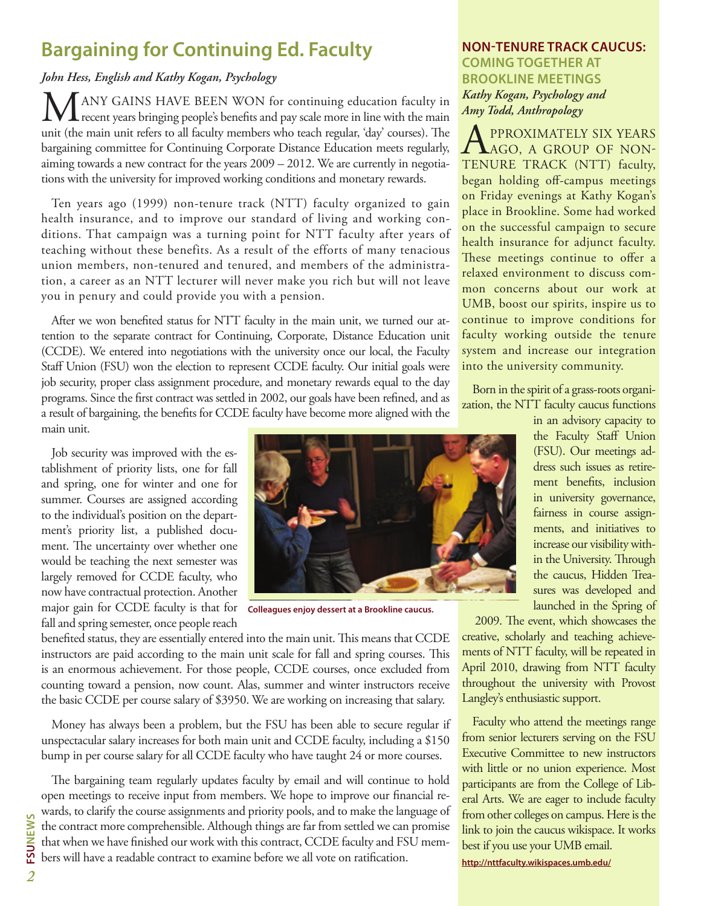## Bargaining for Continuing Ed. Faculty

*John Hess, English and Kathy Kogan, Psychology*

MANY GAINS HAVE BEEN WON for continuing education faculty in recent years bringing people's benefits and pay scale more in line with the main unit (the main unit refers to all faculty members who teach regular, 'day' courses). The bargaining committee for Continuing Corporate Distance Education meets regularly, aiming towards a new contract for the years 2009 – 2012. We are currently in negotiations with the university for improved working conditions and monetary rewards.

Ten years ago (1999) non-tenure track (NTT) faculty organized to gain health insurance, and to improve our standard of living and working conditions. That campaign was a turning point for NTT faculty after years of teaching without these benefits. As a result of the efforts of many tenacious union members, non-tenured and tenured, and members of the administration, a career as an NTT lecturer will never make you rich but will not leave you in penury and could provide you with a pension.

After we won benefited status for NTT faculty in the main unit, we turned our attention to the separate contract for Continuing, Corporate, Distance Education unit (CCDE). We entered into negotiations with the university once our local, the Faculty Staff Union (FSU) won the election to represent CCDE faculty. Our initial goals were job security, proper class assignment procedure, and monetary rewards equal to the day programs. Since the first contract was settled in 2002, our goals have been refined, and as a result of bargaining, the benefits for CCDE faculty have become more aligned with the main unit.

Job security was improved with the establishment of priority lists, one for fall and spring, one for winter and one for summer. Courses are assigned according to the individual's position on the department's priority list, a published document. The uncertainty over whether one would be teaching the next semester was largely removed for CCDE faculty, who now have contractual protection. Another major gain for CCDE faculty is that for fall and spring semester, once people reach benefited status, they are essentially entered into the main unit. This means that CCDE instructors are paid according to the main unit scale for fall and spring courses. This is an enormous achievement. For those people, CCDE courses, once excluded from counting toward a pension, now count. Alas, summer and winter instructors receive the basic CCDE per course salary of $3950. We are working on increasing that salary.

Colleagues enjoy dessert at a Brookline caucus.

Money has always been a problem, but the FSU has been able to secure regular if unspectacular salary increases for both main unit and CCDE faculty, including a $150 bump in per course salary for all CCDE faculty who have taught 24 or more courses.

The bargaining team regularly updates faculty by email and will continue to hold open meetings to receive input from members. We hope to improve our financial rewards, to clarify the course assignments and priority pools, and to make the language of the contract more comprehensible. Although things are far from settled we can promise that when we have finished our work with this contract, CCDE faculty and FSU members will have a readable contract to examine before we all vote on ratification.

## NON-TENURE TRACK CAUCUS: COMING TOGETHER AT BROOKLINE MEETINGS

*Kathy Kogan, Psychology and Amy Todd, Anthropology*

APPROXIMATELY SIX YEARS AGO, A GROUP OF NON-TENURE TRACK (NTT) faculty, began holding off-campus meetings on Friday evenings at Kathy Kogan's place in Brookline. Some had worked on the successful campaign to secure health insurance for adjunct faculty. These meetings continue to offer a relaxed environment to discuss common concerns about our work at UMB, boost our spirits, inspire us to continue to improve conditions for faculty working outside the tenure system and increase our integration into the university community.

Born in the spirit of a grass-roots organization, the NTT faculty caucus functions in an advisory capacity to the Faculty Staff Union (FSU). Our meetings address such issues as retirement benefits, inclusion in university governance, fairness in course assignments, and initiatives to increase our visibility within the University. Through the caucus, Hidden Treasures was developed and launched in the Spring of 2009. The event, which showcases the creative, scholarly and teaching achievements of NTT faculty, will be repeated in April 2010, drawing from NTT faculty throughout the university with Provost Langley's enthusiastic support.

Faculty who attend the meetings range from senior lecturers serving on the FSU Executive Committee to new instructors with little or no union experience. Most participants are from the College of Liberal Arts. We are eager to include faculty from other colleges on campus. Here is the link to join the caucus wikispace. It works best if you use your UMB email.

http://nttfaculty.wikispaces.umb.edu/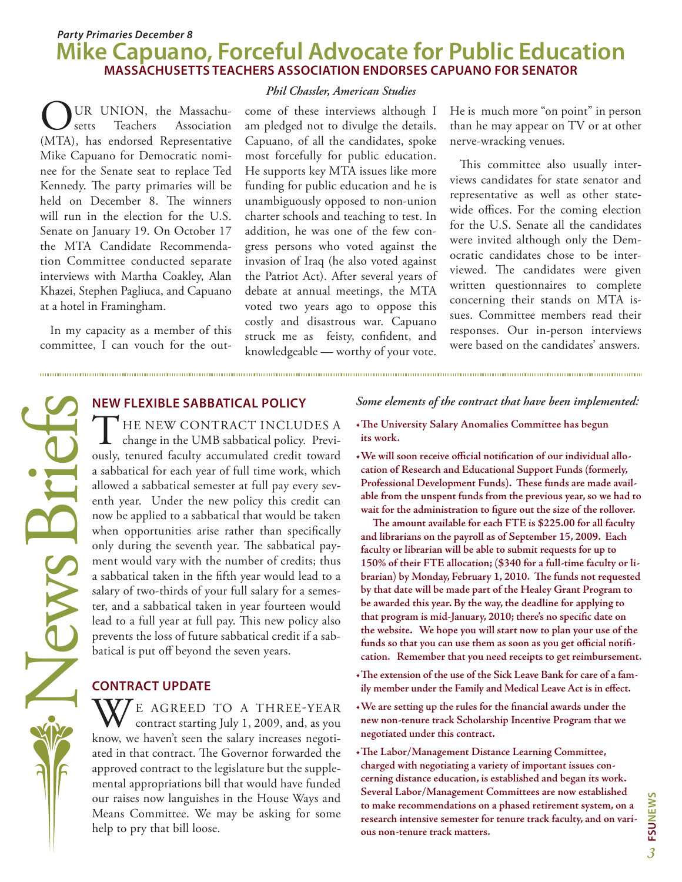*Party Primaries December 8*

# Mike Capuano, Forceful Advocate for Public Education

## MASSACHUSETTS TEACHERS ASSOCIATION ENDORSES CAPUANO FOR SENATOR

*Phil Chassler, American Studies*

OUR UNION, the Massachusetts Teachers Association (MTA), has endorsed Representative Mike Capuano for Democratic nominee for the Senate seat to replace Ted Kennedy. The party primaries will be held on December 8. The winners will run in the election for the U.S. Senate on January 19. On October 17 the MTA Candidate Recommendation Committee conducted separate interviews with Martha Coakley, Alan Khazei, Stephen Pagliuca, and Capuano at a hotel in Framingham.

In my capacity as a member of this committee, I can vouch for the outcome of these interviews although I am pledged not to divulge the details. Capuano, of all the candidates, spoke most forcefully for public education. He supports key MTA issues like more funding for public education and he is unambiguously opposed to non-union charter schools and teaching to test. In addition, he was one of the few congress persons who voted against the invasion of Iraq (he also voted against the Patriot Act). After several years of debate at annual meetings, the MTA voted two years ago to oppose this costly and disastrous war. Capuano struck me as feisty, confident, and knowledgeable — worthy of your vote. He is much more "on point" in person than he may appear on TV or at other nerve-wracking venues.

This committee also usually interviews candidates for state senator and representative as well as other statewide offices. For the coming election for the U.S. Senate all the candidates were invited although only the Democratic candidates chose to be interviewed. The candidates were given written questionnaires to complete concerning their stands on MTA issues. Committee members read their responses. Our in-person interviews were based on the candidates' answers.

# News Briefs

## NEW FLEXIBLE SABBATICAL POLICY

THE NEW CONTRACT INCLUDES A change in the UMB sabbatical policy. Previously, tenured faculty accumulated credit toward a sabbatical for each year of full time work, which allowed a sabbatical semester at full pay every seventh year. Under the new policy this credit can now be applied to a sabbatical that would be taken when opportunities arise rather than specifically only during the seventh year. The sabbatical payment would vary with the number of credits; thus a sabbatical taken in the fifth year would lead to a salary of two-thirds of your full salary for a semester, and a sabbatical taken in year fourteen would lead to a full year at full pay. This new policy also prevents the loss of future sabbatical credit if a sabbatical is put off beyond the seven years.

## CONTRACT UPDATE

WE AGREED TO A THREE-YEAR contract starting July 1, 2009, and, as you know, we haven't seen the salary increases negotiated in that contract. The Governor forwarded the approved contract to the legislature but the supplemental appropriations bill that would have funded our raises now languishes in the House Ways and Means Committee. We may be asking for some help to pry that bill loose.

*Some elements of the contract that have been implemented:*

- **The University Salary Anomalies Committee has begun its work.**
- **We will soon receive official notification of our individual allocation of Research and Educational Support Funds (formerly, Professional Development Funds). These funds are made available from the unspent funds from the previous year, so we had to wait for the administration to figure out the size of the rollover.**

  **The amount available for each FTE is $225.00 for all faculty and librarians on the payroll as of September 15, 2009. Each faculty or librarian will be able to submit requests for up to 150% of their FTE allocation; ($340 for a full-time faculty or librarian) by Monday, February 1, 2010. The funds not requested by that date will be made part of the Healey Grant Program to be awarded this year. By the way, the deadline for applying to that program is mid-January, 2010; there's no specific date on the website. We hope you will start now to plan your use of the funds so that you can use them as soon as you get official notification. Remember that you need receipts to get reimbursement.**
- **The extension of the use of the Sick Leave Bank for care of a family member under the Family and Medical Leave Act is in effect.**
- **We are setting up the rules for the financial awards under the new non-tenure track Scholarship Incentive Program that we negotiated under this contract.**
- **The Labor/Management Distance Learning Committee, charged with negotiating a variety of important issues concerning distance education, is established and began its work. Several Labor/Management Committees are now established to make recommendations on a phased retirement system, on a research intensive semester for tenure track faculty, and on various non-tenure track matters.**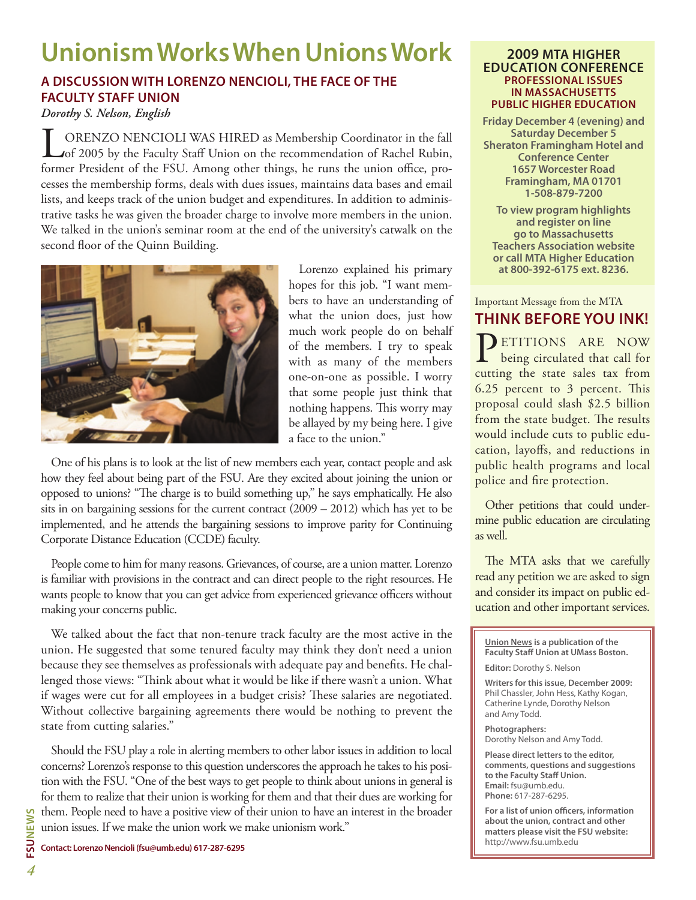# Unionism Works When Unions Work

## A DISCUSSION WITH LORENZO NENCIOLI, THE FACE OF THE FACULTY STAFF UNION

*Dorothy S. Nelson, English*

LORENZO NENCIOLI WAS HIRED as Membership Coordinator in the fall of 2005 by the Faculty Staff Union on the recommendation of Rachel Rubin, former President of the FSU. Among other things, he runs the union office, processes the membership forms, deals with dues issues, maintains data bases and email lists, and keeps track of the union budget and expenditures. In addition to administrative tasks he was given the broader charge to involve more members in the union. We talked in the union's seminar room at the end of the university's catwalk on the second floor of the Quinn Building.

Lorenzo explained his primary hopes for this job. "I want members to have an understanding of what the union does, just how much work people do on behalf of the members. I try to speak with as many of the members one-on-one as possible. I worry that some people just think that nothing happens. This worry may be allayed by my being here. I give a face to the union."

One of his plans is to look at the list of new members each year, contact people and ask how they feel about being part of the FSU. Are they excited about joining the union or opposed to unions? "The charge is to build something up," he says emphatically. He also sits in on bargaining sessions for the current contract (2009 – 2012) which has yet to be implemented, and he attends the bargaining sessions to improve parity for Continuing Corporate Distance Education (CCDE) faculty.

People come to him for many reasons. Grievances, of course, are a union matter. Lorenzo is familiar with provisions in the contract and can direct people to the right resources. He wants people to know that you can get advice from experienced grievance officers without making your concerns public.

We talked about the fact that non-tenure track faculty are the most active in the union. He suggested that some tenured faculty may think they don't need a union because they see themselves as professionals with adequate pay and benefits. He challenged those views: "Think about what it would be like if there wasn't a union. What if wages were cut for all employees in a budget crisis? These salaries are negotiated. Without collective bargaining agreements there would be nothing to prevent the state from cutting salaries."

Should the FSU play a role in alerting members to other labor issues in addition to local concerns? Lorenzo's response to this question underscores the approach he takes to his position with the FSU. "One of the best ways to get people to think about unions in general is for them to realize that their union is working for them and that their dues are working for them. People need to have a positive view of their union to have an interest in the broader union issues. If we make the union work we make unionism work."

**Contact: Lorenzo Nencioli (fsu@umb.edu) 617-287-6295**

---

**2009 MTA HIGHER EDUCATION CONFERENCE**
**PROFESSIONAL ISSUES IN MASSACHUSETTS PUBLIC HIGHER EDUCATION**

**Friday December 4 (evening) and Saturday December 5**
**Sheraton Framingham Hotel and Conference Center**
**1657 Worcester Road**
**Framingham, MA 01701**
**1-508-879-7200**

**To view program highlights and register on line go to Massachusetts Teachers Association website or call MTA Higher Education at 800-392-6175 ext. 8236.**

---

Important Message from the MTA

## THINK BEFORE YOU INK!

PETITIONS ARE NOW being circulated that call for cutting the state sales tax from 6.25 percent to 3 percent. This proposal could slash $2.5 billion from the state budget. The results would include cuts to public education, layoffs, and reductions in public health programs and local police and fire protection.

Other petitions that could undermine public education are circulating as well.

The MTA asks that we carefully read any petition we are asked to sign and consider its impact on public education and other important services.

---

**Union News is a publication of the Faculty Staff Union at UMass Boston.**

**Editor:** Dorothy S. Nelson

**Writers for this issue, December 2009:** Phil Chassler, John Hess, Kathy Kogan, Catherine Lynde, Dorothy Nelson and Amy Todd.

**Photographers:** Dorothy Nelson and Amy Todd.

**Please direct letters to the editor, comments, questions and suggestions to the Faculty Staff Union. Email:** fsu@umb.edu. **Phone:** 617-287-6295.

**For a list of union officers, information about the union, contract and other matters please visit the FSU website:** http://www.fsu.umb.edu